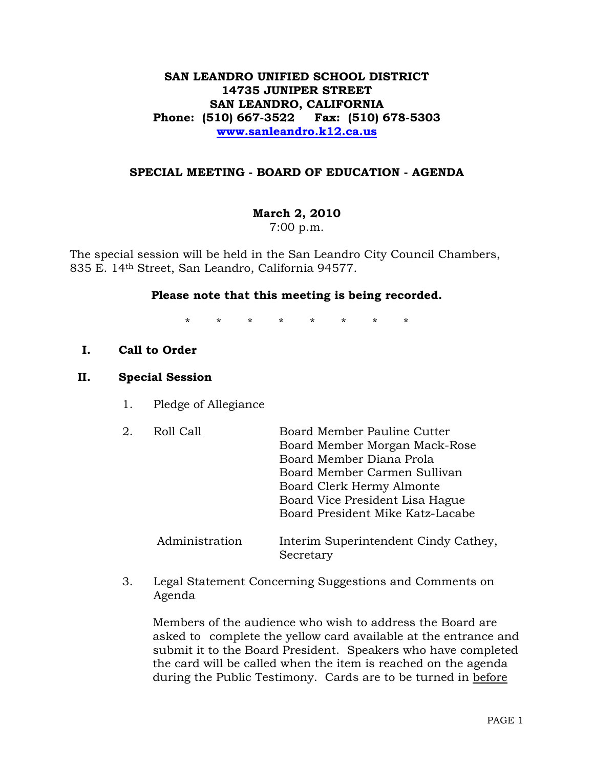**SAN LEANDRO UNIFIED SCHOOL DISTRICT**
**14735 JUNIPER STREET**
**SAN LEANDRO, CALIFORNIA**
**Phone: (510) 667-3522 Fax: (510) 678-5303**
**[www.sanleandro.k12.ca.us](http://www.sanleandro.k12.ca.us)**

## SPECIAL MEETING - BOARD OF EDUCATION - AGENDA

**March 2, 2010**
7:00 p.m.

The special session will be held in the San Leandro City Council Chambers, 835 E. 14th Street, San Leandro, California 94577.

**Please note that this meeting is being recorded.**

\* \* \* \* \* \* \* \*

**I. Call to Order**

**II. Special Session**

1. Pledge of Allegiance

2. Roll Call

   Board Member Pauline Cutter
   Board Member Morgan Mack-Rose
   Board Member Diana Prola
   Board Member Carmen Sullivan
   Board Clerk Hermy Almonte
   Board Vice President Lisa Hague
   Board President Mike Katz-Lacabe

   Administration: Interim Superintendent Cindy Cathey, Secretary

3. Legal Statement Concerning Suggestions and Comments on Agenda

   Members of the audience who wish to address the Board are asked to complete the yellow card available at the entrance and submit it to the Board President. Speakers who have completed the card will be called when the item is reached on the agenda during the Public Testimony. Cards are to be turned in <u>before</u>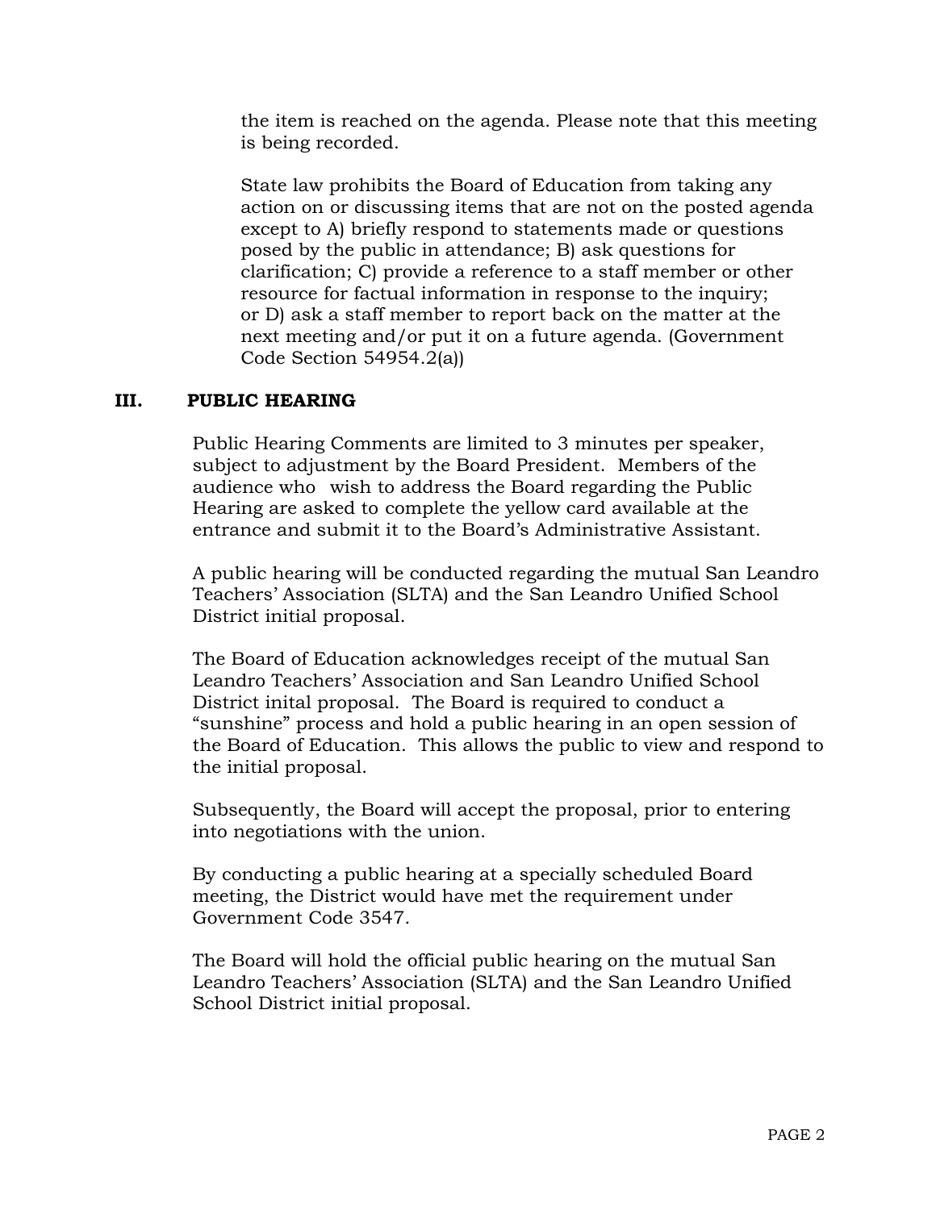the item is reached on the agenda. Please note that this meeting is being recorded.

State law prohibits the Board of Education from taking any action on or discussing items that are not on the posted agenda except to A) briefly respond to statements made or questions posed by the public in attendance; B) ask questions for clarification; C) provide a reference to a staff member or other resource for factual information in response to the inquiry; or D) ask a staff member to report back on the matter at the next meeting and/or put it on a future agenda. (Government Code Section 54954.2(a))

## III. PUBLIC HEARING

Public Hearing Comments are limited to 3 minutes per speaker, subject to adjustment by the Board President. Members of the audience who wish to address the Board regarding the Public Hearing are asked to complete the yellow card available at the entrance and submit it to the Board's Administrative Assistant.

A public hearing will be conducted regarding the mutual San Leandro Teachers' Association (SLTA) and the San Leandro Unified School District initial proposal.

The Board of Education acknowledges receipt of the mutual San Leandro Teachers' Association and San Leandro Unified School District inital proposal. The Board is required to conduct a "sunshine" process and hold a public hearing in an open session of the Board of Education. This allows the public to view and respond to the initial proposal.

Subsequently, the Board will accept the proposal, prior to entering into negotiations with the union.

By conducting a public hearing at a specially scheduled Board meeting, the District would have met the requirement under Government Code 3547.

The Board will hold the official public hearing on the mutual San Leandro Teachers' Association (SLTA) and the San Leandro Unified School District initial proposal.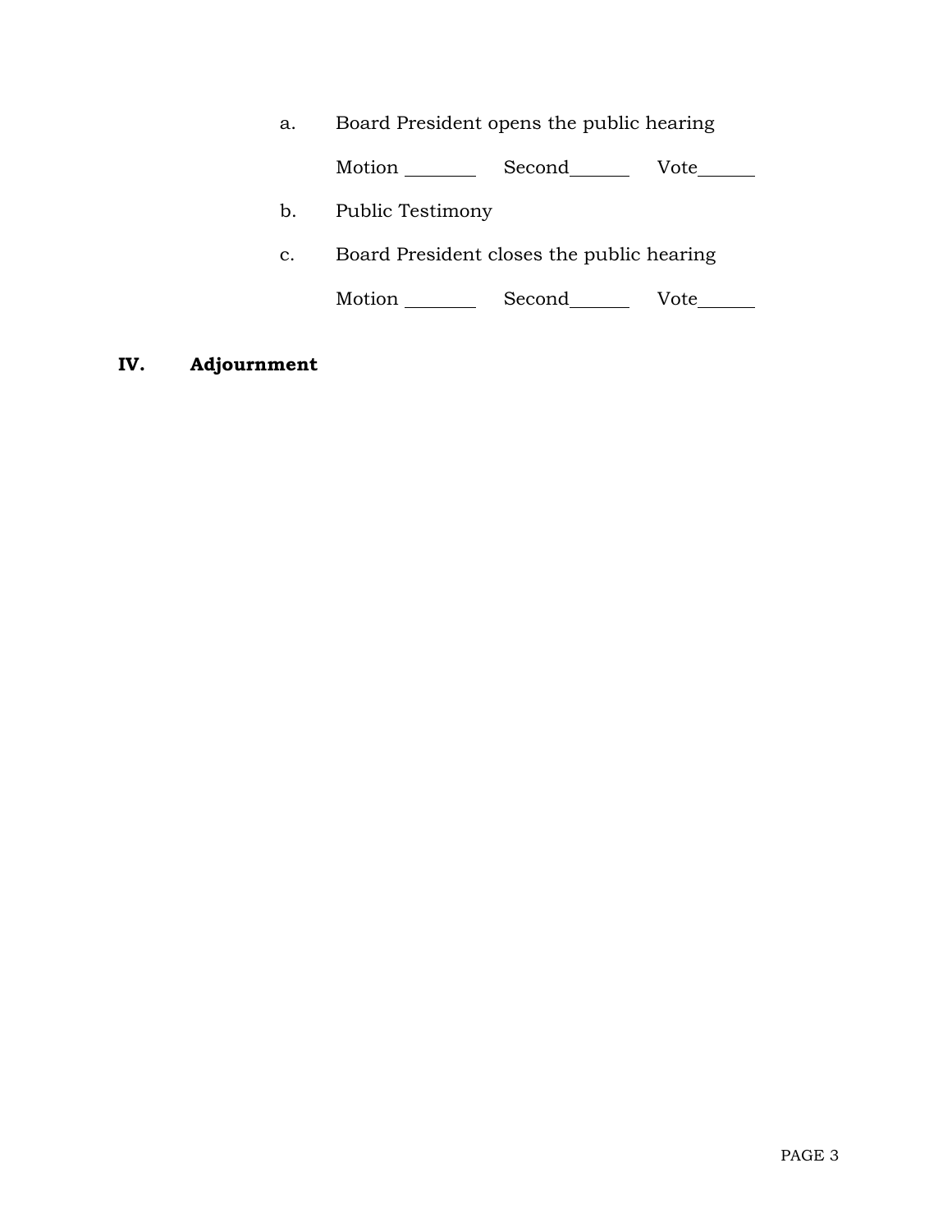a. Board President opens the public hearing

Motion ________ Second______ Vote______

b. Public Testimony

c. Board President closes the public hearing

Motion ________ Second______ Vote______

**IV. Adjournment**